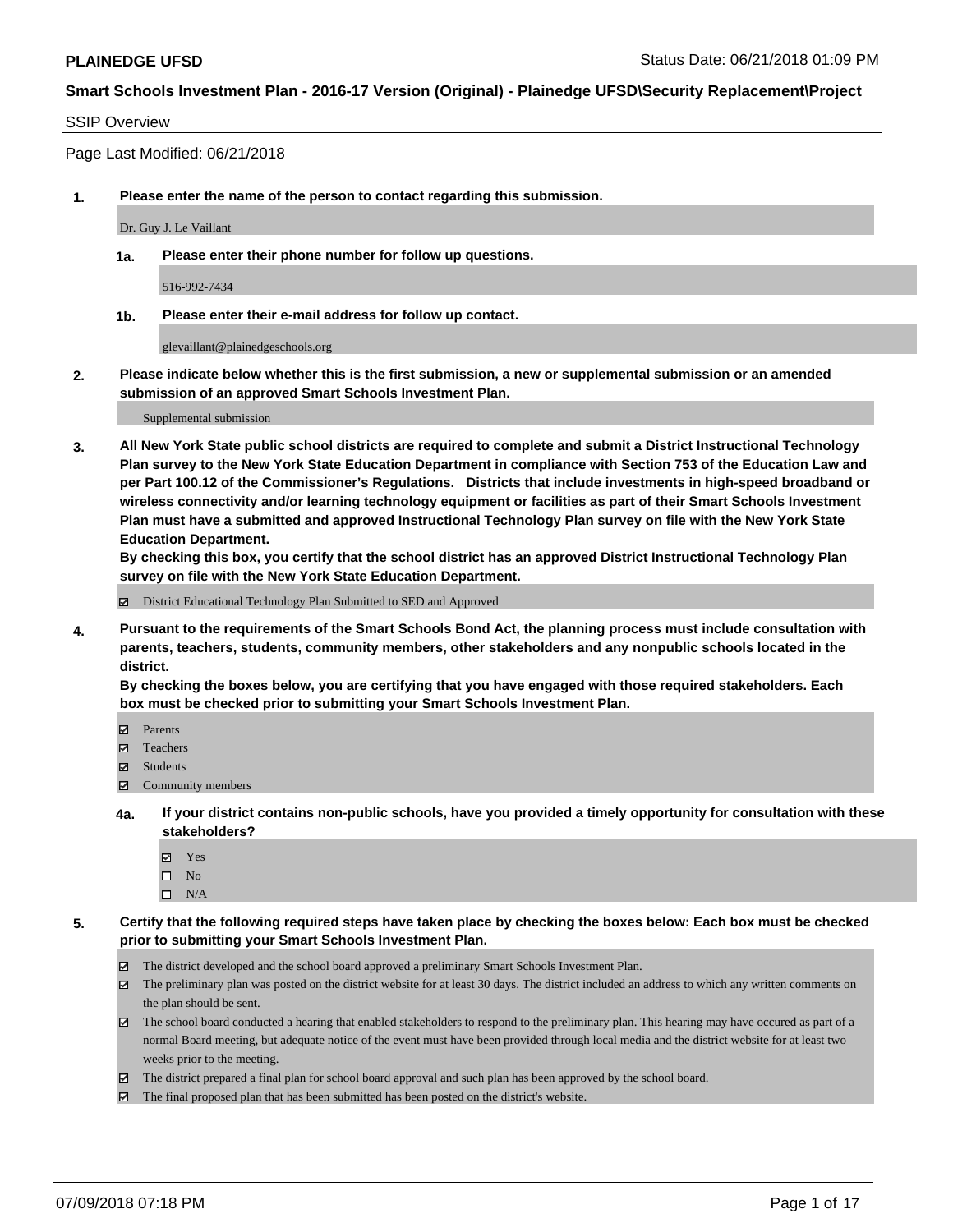**PLAINEDGE UFSD** Status Date: 06/21/2018 01:09 PM

**Smart Schools Investment Plan - 2016-17 Version (Original) - Plainedge UFSD\Security Replacement\Project**

SSIP Overview

Page Last Modified: 06/21/2018

**1. Please enter the name of the person to contact regarding this submission.**

Dr. Guy J. Le Vaillant

**1a. Please enter their phone number for follow up questions.**

516-992-7434

**1b. Please enter their e-mail address for follow up contact.**

glevaillant@plainedgeschools.org

**2. Please indicate below whether this is the first submission, a new or supplemental submission or an amended submission of an approved Smart Schools Investment Plan.**

Supplemental submission

**3. All New York State public school districts are required to complete and submit a District Instructional Technology Plan survey to the New York State Education Department in compliance with Section 753 of the Education Law and per Part 100.12 of the Commissioner's Regulations. Districts that include investments in high-speed broadband or wireless connectivity and/or learning technology equipment or facilities as part of their Smart Schools Investment Plan must have a submitted and approved Instructional Technology Plan survey on file with the New York State Education Department.**
**By checking this box, you certify that the school district has an approved District Instructional Technology Plan survey on file with the New York State Education Department.**

- ☑ District Educational Technology Plan Submitted to SED and Approved

**4. Pursuant to the requirements of the Smart Schools Bond Act, the planning process must include consultation with parents, teachers, students, community members, other stakeholders and any nonpublic schools located in the district.**
**By checking the boxes below, you are certifying that you have engaged with those required stakeholders. Each box must be checked prior to submitting your Smart Schools Investment Plan.**

- ☑ Parents
- ☑ Teachers
- ☑ Students
- ☑ Community members

**4a. If your district contains non-public schools, have you provided a timely opportunity for consultation with these stakeholders?**

- ☑ Yes
- ☐ No
- ☐ N/A

**5. Certify that the following required steps have taken place by checking the boxes below: Each box must be checked prior to submitting your Smart Schools Investment Plan.**

- ☑ The district developed and the school board approved a preliminary Smart Schools Investment Plan.
- ☑ The preliminary plan was posted on the district website for at least 30 days. The district included an address to which any written comments on the plan should be sent.
- ☑ The school board conducted a hearing that enabled stakeholders to respond to the preliminary plan. This hearing may have occured as part of a normal Board meeting, but adequate notice of the event must have been provided through local media and the district website for at least two weeks prior to the meeting.
- ☑ The district prepared a final plan for school board approval and such plan has been approved by the school board.
- ☑ The final proposed plan that has been submitted has been posted on the district's website.

07/09/2018 07:18 PM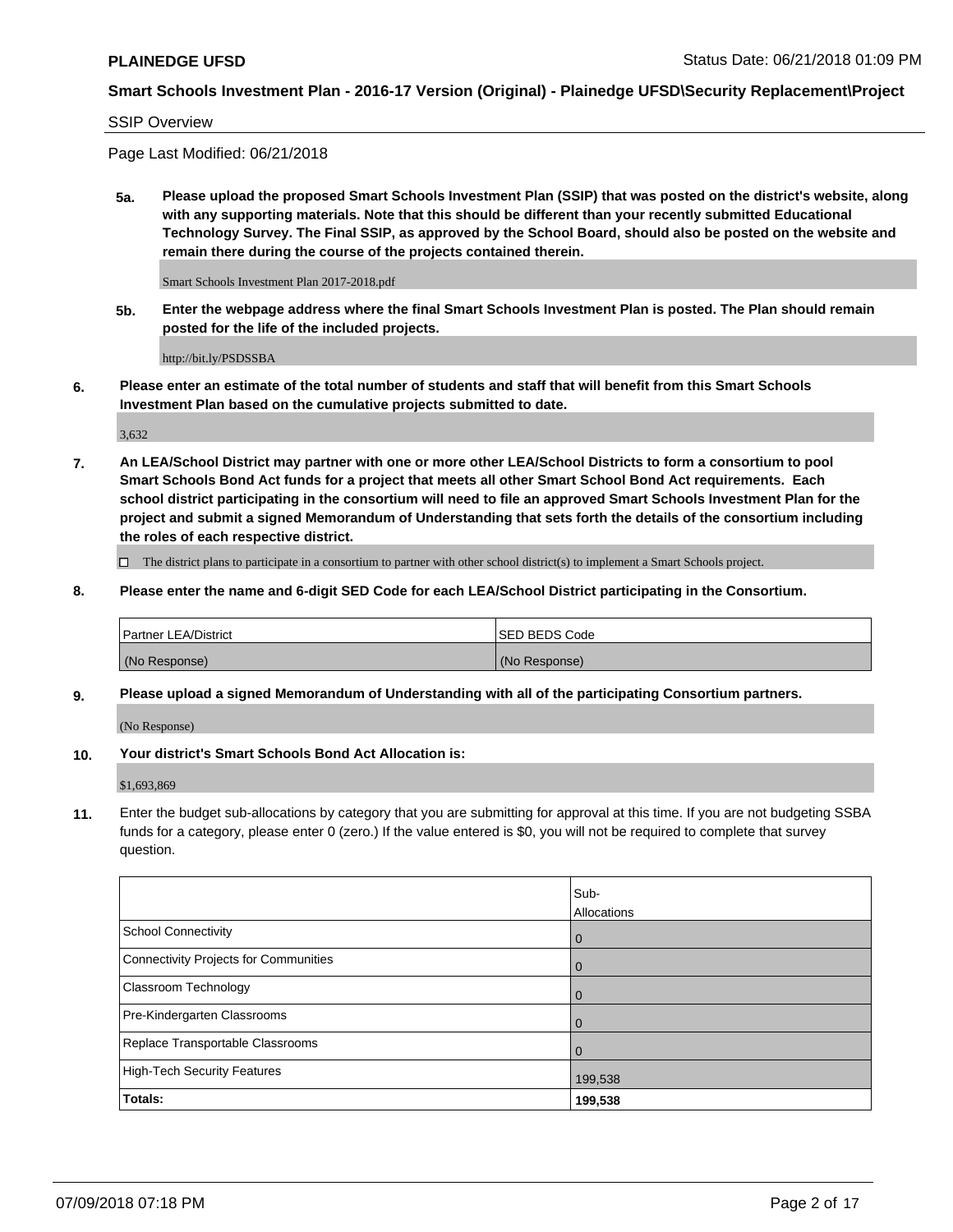**PLAINEDGE UFSD** Status Date: 06/21/2018 01:09 PM

**Smart Schools Investment Plan - 2016-17 Version (Original) - Plainedge UFSD\Security Replacement\Project**

SSIP Overview

Page Last Modified: 06/21/2018

**5a. Please upload the proposed Smart Schools Investment Plan (SSIP) that was posted on the district's website, along with any supporting materials. Note that this should be different than your recently submitted Educational Technology Survey. The Final SSIP, as approved by the School Board, should also be posted on the website and remain there during the course of the projects contained therein.**

Smart Schools Investment Plan 2017-2018.pdf

**5b. Enter the webpage address where the final Smart Schools Investment Plan is posted. The Plan should remain posted for the life of the included projects.**

http://bit.ly/PSDSSBA

**6. Please enter an estimate of the total number of students and staff that will benefit from this Smart Schools Investment Plan based on the cumulative projects submitted to date.**

3,632

**7. An LEA/School District may partner with one or more other LEA/School Districts to form a consortium to pool Smart Schools Bond Act funds for a project that meets all other Smart School Bond Act requirements. Each school district participating in the consortium will need to file an approved Smart Schools Investment Plan for the project and submit a signed Memorandum of Understanding that sets forth the details of the consortium including the roles of each respective district.**

☐ The district plans to participate in a consortium to partner with other school district(s) to implement a Smart Schools project.

**8. Please enter the name and 6-digit SED Code for each LEA/School District participating in the Consortium.**

| Partner LEA/District | SED BEDS Code |
|---|---|
| (No Response) | (No Response) |

**9. Please upload a signed Memorandum of Understanding with all of the participating Consortium partners.**

(No Response)

**10. Your district's Smart Schools Bond Act Allocation is:**

$1,693,869

**11.** Enter the budget sub-allocations by category that you are submitting for approval at this time. If you are not budgeting SSBA funds for a category, please enter 0 (zero.) If the value entered is $0, you will not be required to complete that survey question.

| | Sub-Allocations |
|---|---|
| School Connectivity | 0 |
| Connectivity Projects for Communities | 0 |
| Classroom Technology | 0 |
| Pre-Kindergarten Classrooms | 0 |
| Replace Transportable Classrooms | 0 |
| High-Tech Security Features | 199,538 |
| **Totals:** | **199,538** |

07/09/2018 07:18 PM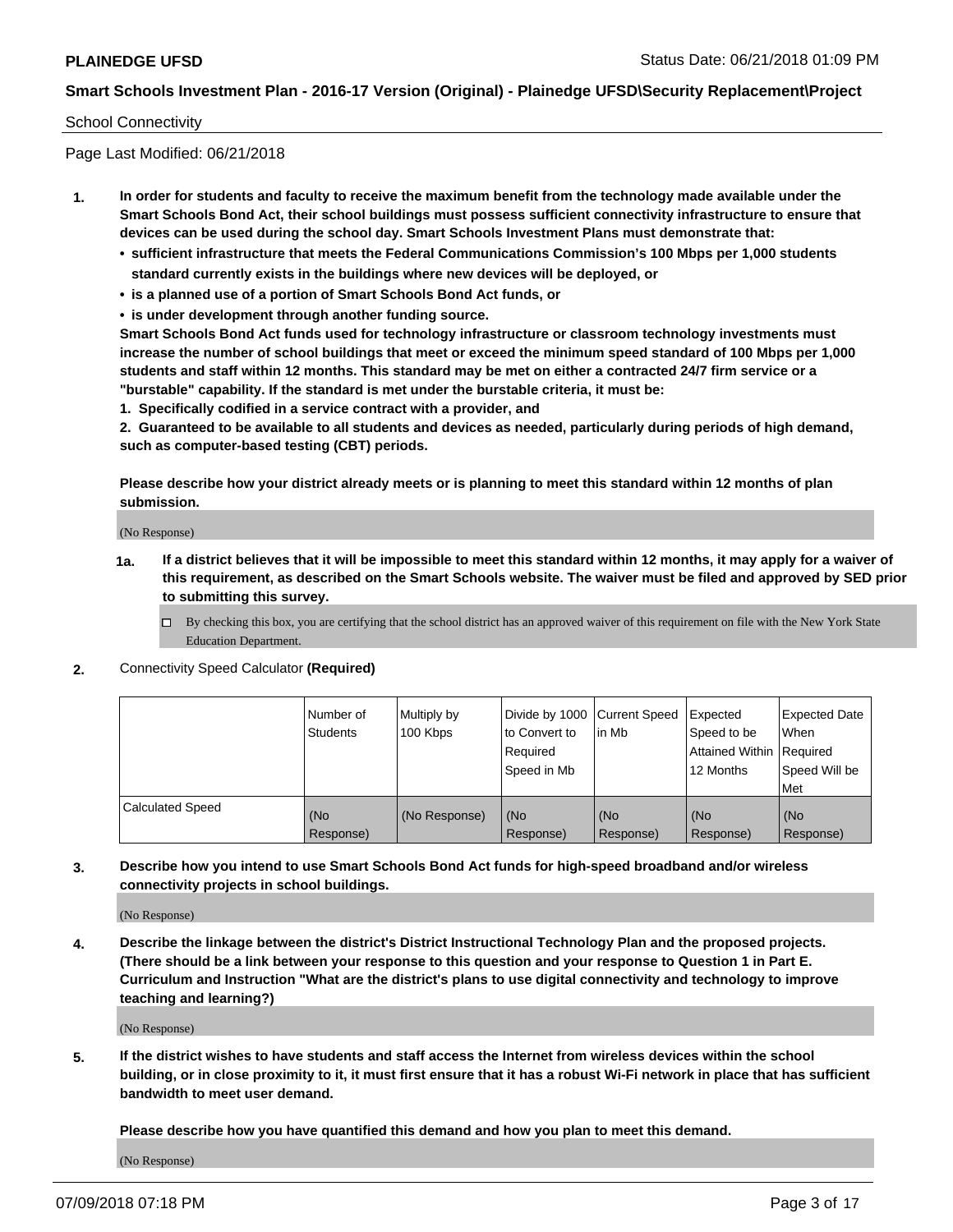School Connectivity

Page Last Modified: 06/21/2018

1. **In order for students and faculty to receive the maximum benefit from the technology made available under the Smart Schools Bond Act, their school buildings must possess sufficient connectivity infrastructure to ensure that devices can be used during the school day. Smart Schools Investment Plans must demonstrate that:**
   - **sufficient infrastructure that meets the Federal Communications Commission's 100 Mbps per 1,000 students standard currently exists in the buildings where new devices will be deployed, or**
   - **is a planned use of a portion of Smart Schools Bond Act funds, or**
   - **is under development through another funding source.**

   **Smart Schools Bond Act funds used for technology infrastructure or classroom technology investments must increase the number of school buildings that meet or exceed the minimum speed standard of 100 Mbps per 1,000 students and staff within 12 months. This standard may be met on either a contracted 24/7 firm service or a "burstable" capability. If the standard is met under the burstable criteria, it must be:**

   **1. Specifically codified in a service contract with a provider, and**

   **2. Guaranteed to be available to all students and devices as needed, particularly during periods of high demand, such as computer-based testing (CBT) periods.**

   **Please describe how your district already meets or is planning to meet this standard within 12 months of plan submission.**

   (No Response)

   **1a. If a district believes that it will be impossible to meet this standard within 12 months, it may apply for a waiver of this requirement, as described on the Smart Schools website. The waiver must be filed and approved by SED prior to submitting this survey.**

   ☐ By checking this box, you are certifying that the school district has an approved waiver of this requirement on file with the New York State Education Department.

2. Connectivity Speed Calculator **(Required)**

| | Number of Students | Multiply by 100 Kbps | Divide by 1000 to Convert to Required Speed in Mb | Current Speed in Mb | Expected Speed to be Attained Within 12 Months | Expected Date When Required Speed Will be Met |
|---|---|---|---|---|---|---|
| Calculated Speed | (No Response) | (No Response) | (No Response) | (No Response) | (No Response) | (No Response) |

3. **Describe how you intend to use Smart Schools Bond Act funds for high-speed broadband and/or wireless connectivity projects in school buildings.**

   (No Response)

4. **Describe the linkage between the district's District Instructional Technology Plan and the proposed projects. (There should be a link between your response to this question and your response to Question 1 in Part E. Curriculum and Instruction "What are the district's plans to use digital connectivity and technology to improve teaching and learning?)**

   (No Response)

5. **If the district wishes to have students and staff access the Internet from wireless devices within the school building, or in close proximity to it, it must first ensure that it has a robust Wi-Fi network in place that has sufficient bandwidth to meet user demand.**

   **Please describe how you have quantified this demand and how you plan to meet this demand.**

   (No Response)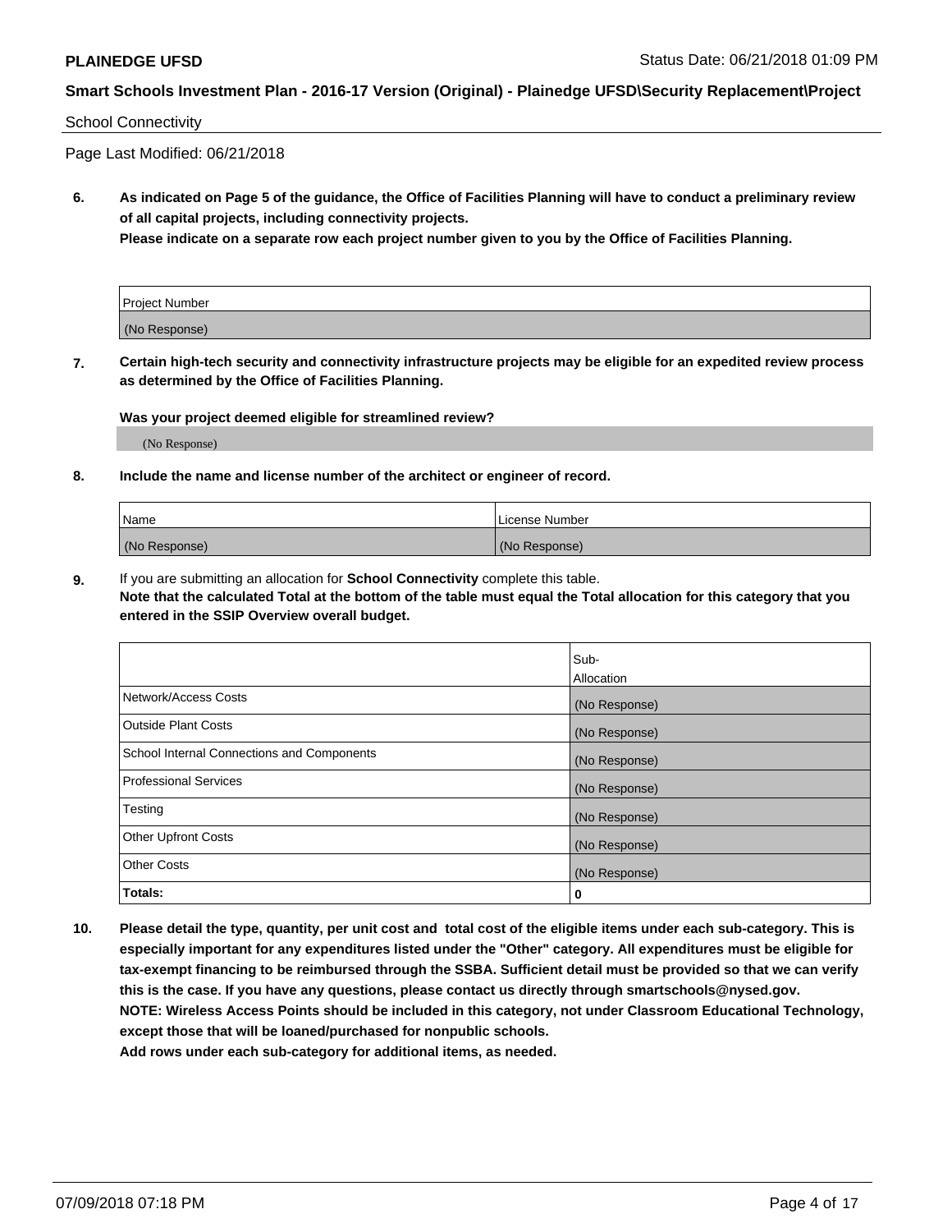School Connectivity

Page Last Modified: 06/21/2018

**6. As indicated on Page 5 of the guidance, the Office of Facilities Planning will have to conduct a preliminary review of all capital projects, including connectivity projects.**
**Please indicate on a separate row each project number given to you by the Office of Facilities Planning.**

| Project Number |
| --- |
| (No Response) |

**7. Certain high-tech security and connectivity infrastructure projects may be eligible for an expedited review process as determined by the Office of Facilities Planning.**

**Was your project deemed eligible for streamlined review?**

(No Response)

**8. Include the name and license number of the architect or engineer of record.**

| Name | License Number |
| --- | --- |
| (No Response) | (No Response) |

**9.** If you are submitting an allocation for **School Connectivity** complete this table.
**Note that the calculated Total at the bottom of the table must equal the Total allocation for this category that you entered in the SSIP Overview overall budget.**

| | Sub-Allocation |
| --- | --- |
| Network/Access Costs | (No Response) |
| Outside Plant Costs | (No Response) |
| School Internal Connections and Components | (No Response) |
| Professional Services | (No Response) |
| Testing | (No Response) |
| Other Upfront Costs | (No Response) |
| Other Costs | (No Response) |
| **Totals:** | **0** |

**10. Please detail the type, quantity, per unit cost and total cost of the eligible items under each sub-category. This is especially important for any expenditures listed under the "Other" category. All expenditures must be eligible for tax-exempt financing to be reimbursed through the SSBA. Sufficient detail must be provided so that we can verify this is the case. If you have any questions, please contact us directly through smartschools@nysed.gov.**
**NOTE: Wireless Access Points should be included in this category, not under Classroom Educational Technology, except those that will be loaned/purchased for nonpublic schools.**
**Add rows under each sub-category for additional items, as needed.**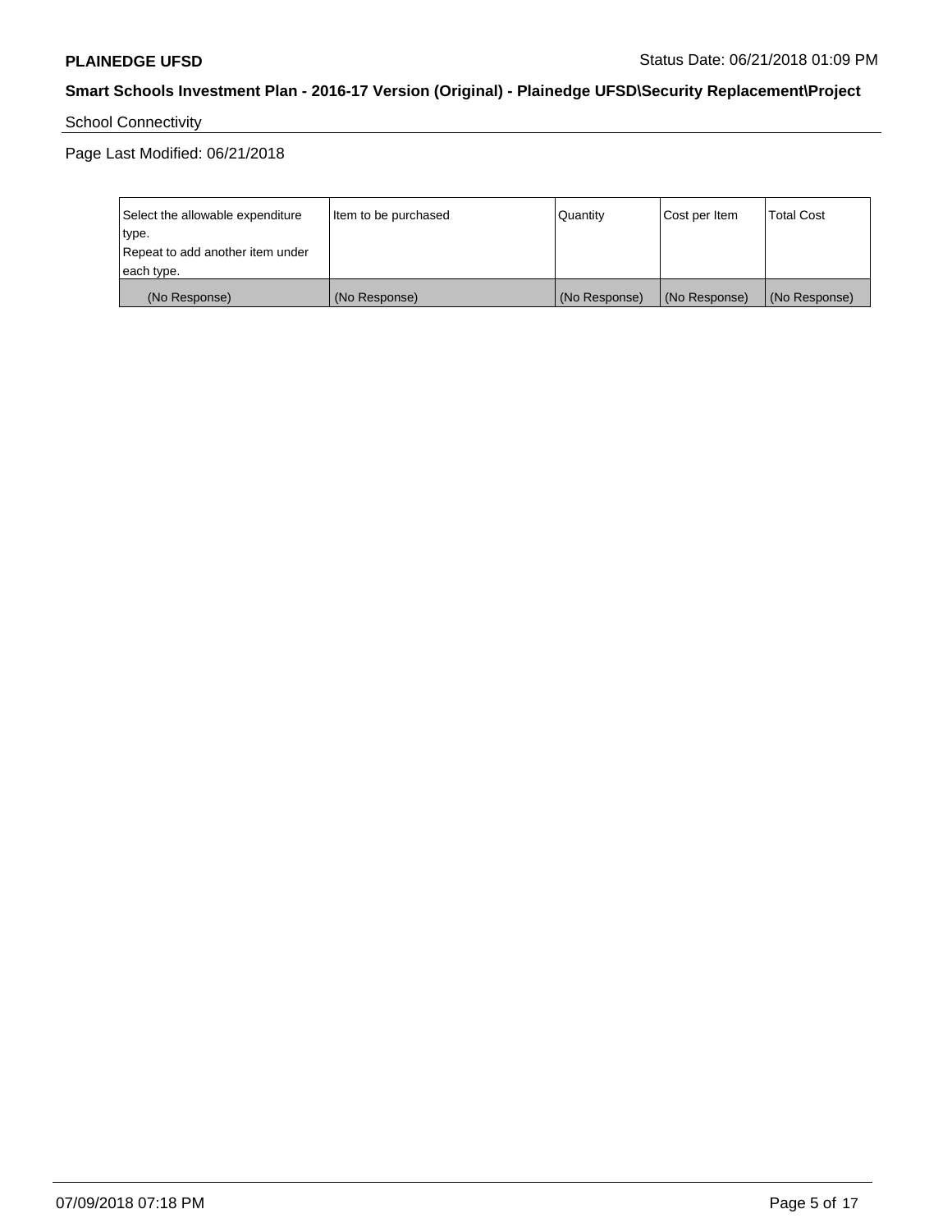School Connectivity

Page Last Modified: 06/21/2018

| Select the allowable expenditure type.<br>Repeat to add another item under each type. | Item to be purchased | Quantity | Cost per Item | Total Cost |
|---|---|---|---|---|
| (No Response) | (No Response) | (No Response) | (No Response) | (No Response) |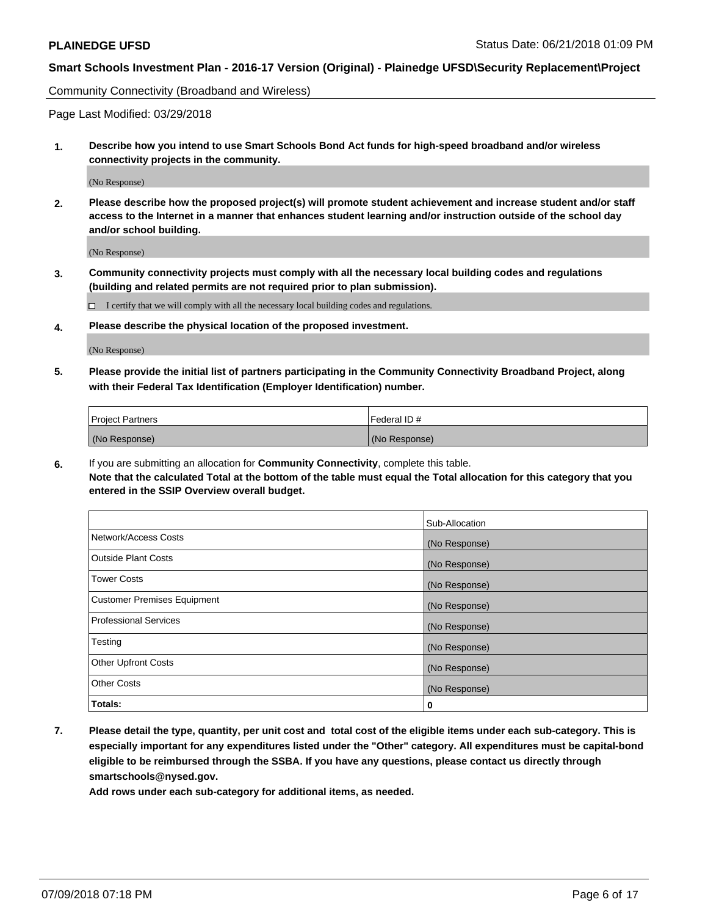Community Connectivity (Broadband and Wireless)

Page Last Modified: 03/29/2018

**1. Describe how you intend to use Smart Schools Bond Act funds for high-speed broadband and/or wireless connectivity projects in the community.**

(No Response)

**2. Please describe how the proposed project(s) will promote student achievement and increase student and/or staff access to the Internet in a manner that enhances student learning and/or instruction outside of the school day and/or school building.**

(No Response)

**3. Community connectivity projects must comply with all the necessary local building codes and regulations (building and related permits are not required prior to plan submission).**

☐ I certify that we will comply with all the necessary local building codes and regulations.

**4. Please describe the physical location of the proposed investment.**

(No Response)

**5. Please provide the initial list of partners participating in the Community Connectivity Broadband Project, along with their Federal Tax Identification (Employer Identification) number.**

| Project Partners | Federal ID # |
|---|---|
| (No Response) | (No Response) |

**6.** If you are submitting an allocation for **Community Connectivity**, complete this table.
**Note that the calculated Total at the bottom of the table must equal the Total allocation for this category that you entered in the SSIP Overview overall budget.**

| | Sub-Allocation |
|---|---|
| Network/Access Costs | (No Response) |
| Outside Plant Costs | (No Response) |
| Tower Costs | (No Response) |
| Customer Premises Equipment | (No Response) |
| Professional Services | (No Response) |
| Testing | (No Response) |
| Other Upfront Costs | (No Response) |
| Other Costs | (No Response) |
| **Totals:** | **0** |

**7. Please detail the type, quantity, per unit cost and total cost of the eligible items under each sub-category. This is especially important for any expenditures listed under the "Other" category. All expenditures must be capital-bond eligible to be reimbursed through the SSBA. If you have any questions, please contact us directly through smartschools@nysed.gov.**

**Add rows under each sub-category for additional items, as needed.**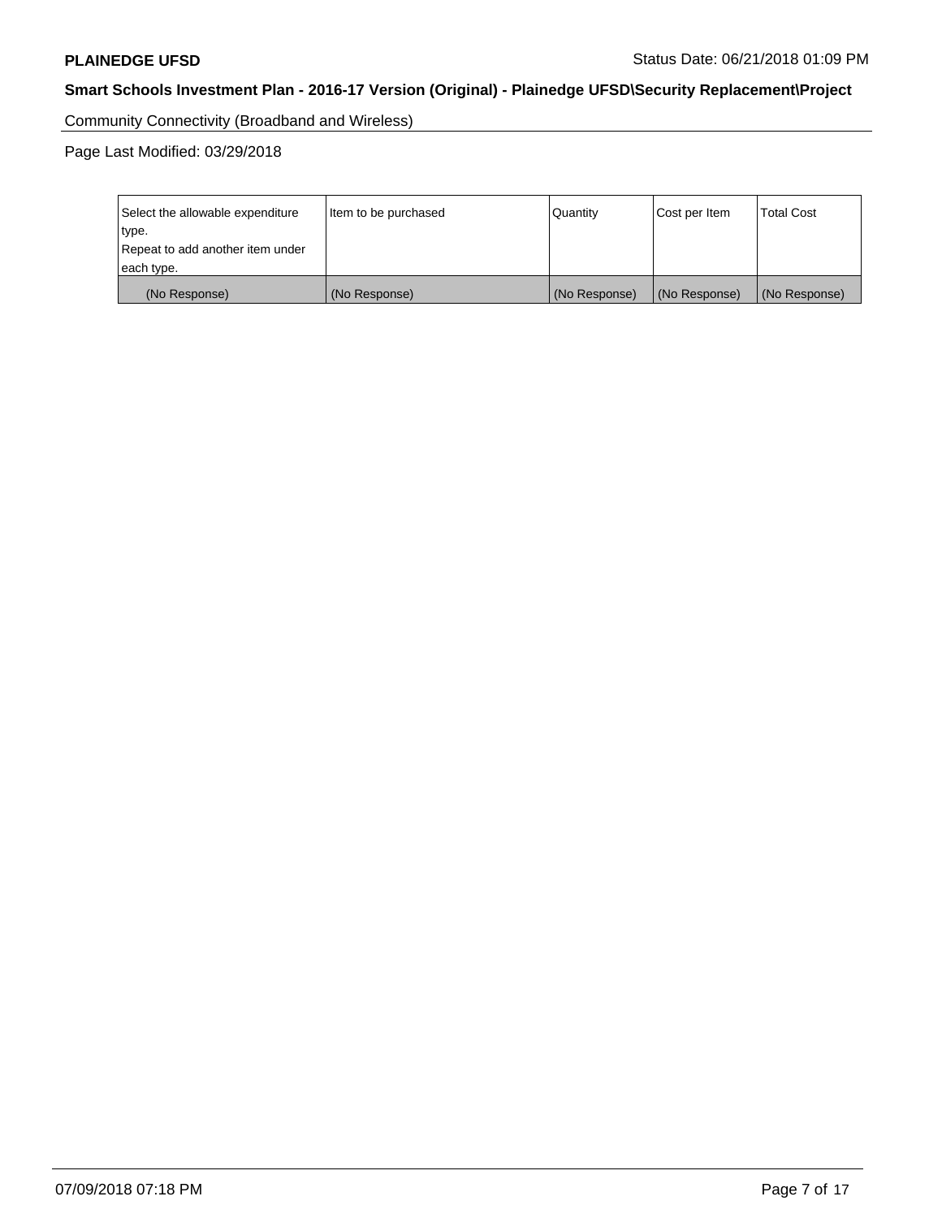Community Connectivity (Broadband and Wireless)

Page Last Modified: 03/29/2018

| Select the allowable expenditure type. Repeat to add another item under each type. | Item to be purchased | Quantity | Cost per Item | Total Cost |
|---|---|---|---|---|
| (No Response) | (No Response) | (No Response) | (No Response) | (No Response) |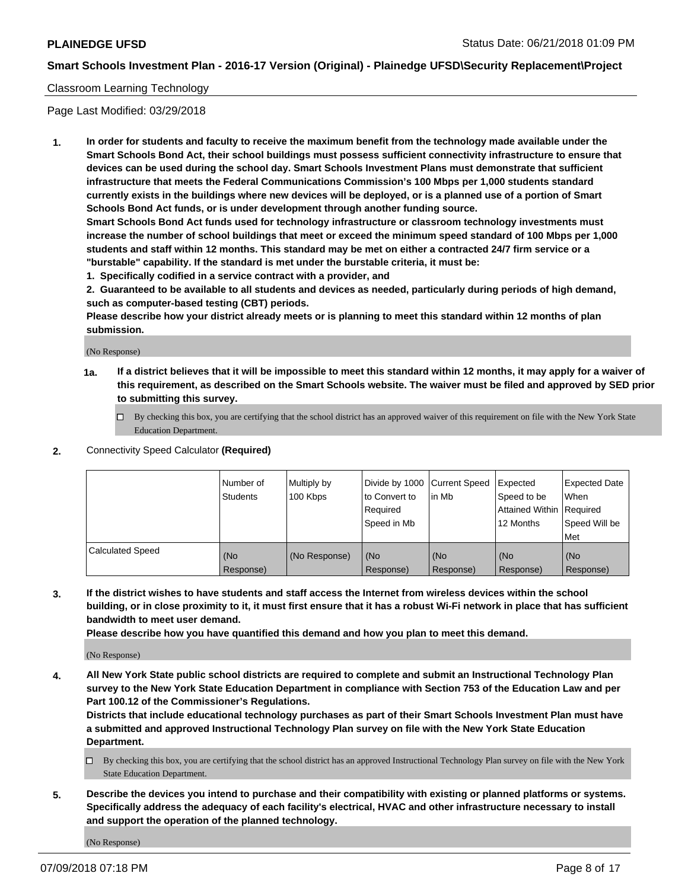Classroom Learning Technology

Page Last Modified: 03/29/2018

**1. In order for students and faculty to receive the maximum benefit from the technology made available under the Smart Schools Bond Act, their school buildings must possess sufficient connectivity infrastructure to ensure that devices can be used during the school day. Smart Schools Investment Plans must demonstrate that sufficient infrastructure that meets the Federal Communications Commission's 100 Mbps per 1,000 students standard currently exists in the buildings where new devices will be deployed, or is a planned use of a portion of Smart Schools Bond Act funds, or is under development through another funding source.**

**Smart Schools Bond Act funds used for technology infrastructure or classroom technology investments must increase the number of school buildings that meet or exceed the minimum speed standard of 100 Mbps per 1,000 students and staff within 12 months. This standard may be met on either a contracted 24/7 firm service or a "burstable" capability. If the standard is met under the burstable criteria, it must be:**

**1. Specifically codified in a service contract with a provider, and**

**2. Guaranteed to be available to all students and devices as needed, particularly during periods of high demand, such as computer-based testing (CBT) periods.**

**Please describe how your district already meets or is planning to meet this standard within 12 months of plan submission.**

(No Response)

**1a. If a district believes that it will be impossible to meet this standard within 12 months, it may apply for a waiver of this requirement, as described on the Smart Schools website. The waiver must be filed and approved by SED prior to submitting this survey.**

☐ By checking this box, you are certifying that the school district has an approved waiver of this requirement on file with the New York State Education Department.

**2.** Connectivity Speed Calculator **(Required)**

| | Number of Students | Multiply by 100 Kbps | Divide by 1000 to Convert to Required Speed in Mb | Current Speed in Mb | Expected Speed to be Attained Within 12 Months | Expected Date When Required Speed Will be Met |
|---|---|---|---|---|---|---|
| Calculated Speed | (No Response) | (No Response) | (No Response) | (No Response) | (No Response) | (No Response) |

**3. If the district wishes to have students and staff access the Internet from wireless devices within the school building, or in close proximity to it, it must first ensure that it has a robust Wi-Fi network in place that has sufficient bandwidth to meet user demand.**

**Please describe how you have quantified this demand and how you plan to meet this demand.**

(No Response)

**4. All New York State public school districts are required to complete and submit an Instructional Technology Plan survey to the New York State Education Department in compliance with Section 753 of the Education Law and per Part 100.12 of the Commissioner's Regulations.**

**Districts that include educational technology purchases as part of their Smart Schools Investment Plan must have a submitted and approved Instructional Technology Plan survey on file with the New York State Education Department.**

☐ By checking this box, you are certifying that the school district has an approved Instructional Technology Plan survey on file with the New York State Education Department.

**5. Describe the devices you intend to purchase and their compatibility with existing or planned platforms or systems. Specifically address the adequacy of each facility's electrical, HVAC and other infrastructure necessary to install and support the operation of the planned technology.**

(No Response)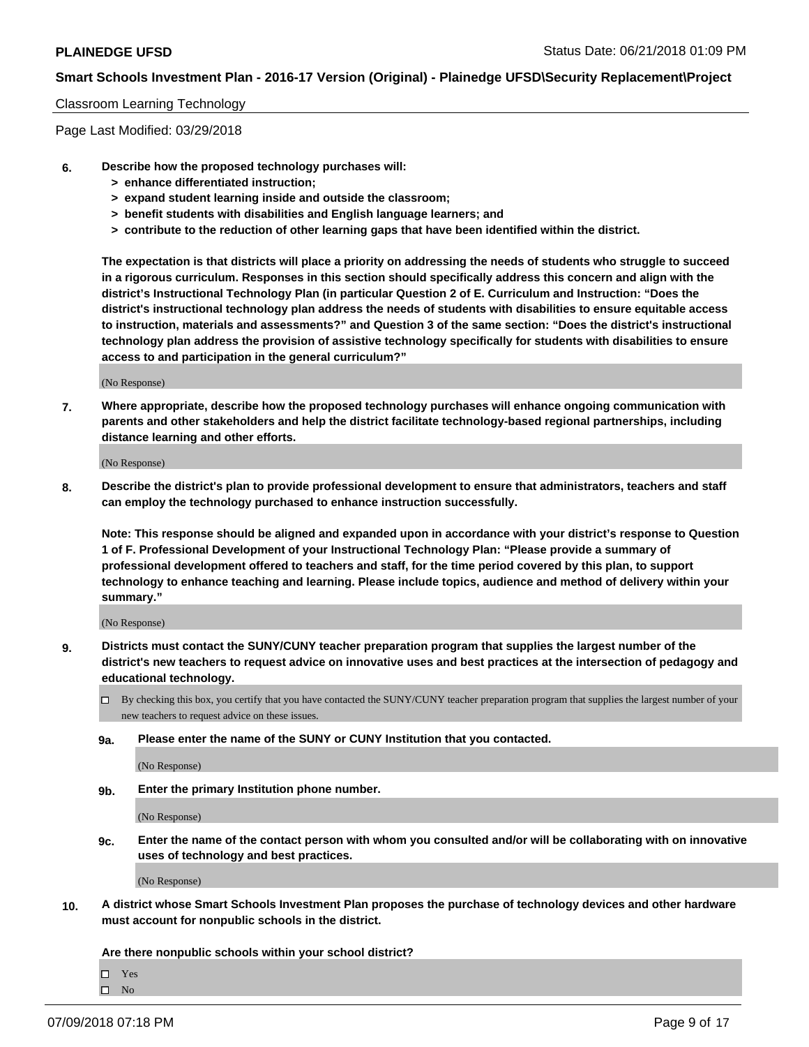Classroom Learning Technology

Page Last Modified: 03/29/2018

**6. Describe how the proposed technology purchases will:**
- **> enhance differentiated instruction;**
- **> expand student learning inside and outside the classroom;**
- **> benefit students with disabilities and English language learners; and**
- **> contribute to the reduction of other learning gaps that have been identified within the district.**

**The expectation is that districts will place a priority on addressing the needs of students who struggle to succeed in a rigorous curriculum. Responses in this section should specifically address this concern and align with the district's Instructional Technology Plan (in particular Question 2 of E. Curriculum and Instruction: "Does the district's instructional technology plan address the needs of students with disabilities to ensure equitable access to instruction, materials and assessments?" and Question 3 of the same section: "Does the district's instructional technology plan address the provision of assistive technology specifically for students with disabilities to ensure access to and participation in the general curriculum?"**

(No Response)

**7. Where appropriate, describe how the proposed technology purchases will enhance ongoing communication with parents and other stakeholders and help the district facilitate technology-based regional partnerships, including distance learning and other efforts.**

(No Response)

**8. Describe the district's plan to provide professional development to ensure that administrators, teachers and staff can employ the technology purchased to enhance instruction successfully.**

**Note: This response should be aligned and expanded upon in accordance with your district's response to Question 1 of F. Professional Development of your Instructional Technology Plan: "Please provide a summary of professional development offered to teachers and staff, for the time period covered by this plan, to support technology to enhance teaching and learning. Please include topics, audience and method of delivery within your summary."**

(No Response)

**9. Districts must contact the SUNY/CUNY teacher preparation program that supplies the largest number of the district's new teachers to request advice on innovative uses and best practices at the intersection of pedagogy and educational technology.**

☐ By checking this box, you certify that you have contacted the SUNY/CUNY teacher preparation program that supplies the largest number of your new teachers to request advice on these issues.

**9a. Please enter the name of the SUNY or CUNY Institution that you contacted.**

(No Response)

**9b. Enter the primary Institution phone number.**

(No Response)

**9c. Enter the name of the contact person with whom you consulted and/or will be collaborating with on innovative uses of technology and best practices.**

(No Response)

**10. A district whose Smart Schools Investment Plan proposes the purchase of technology devices and other hardware must account for nonpublic schools in the district.**

**Are there nonpublic schools within your school district?**

☐ Yes
☐ No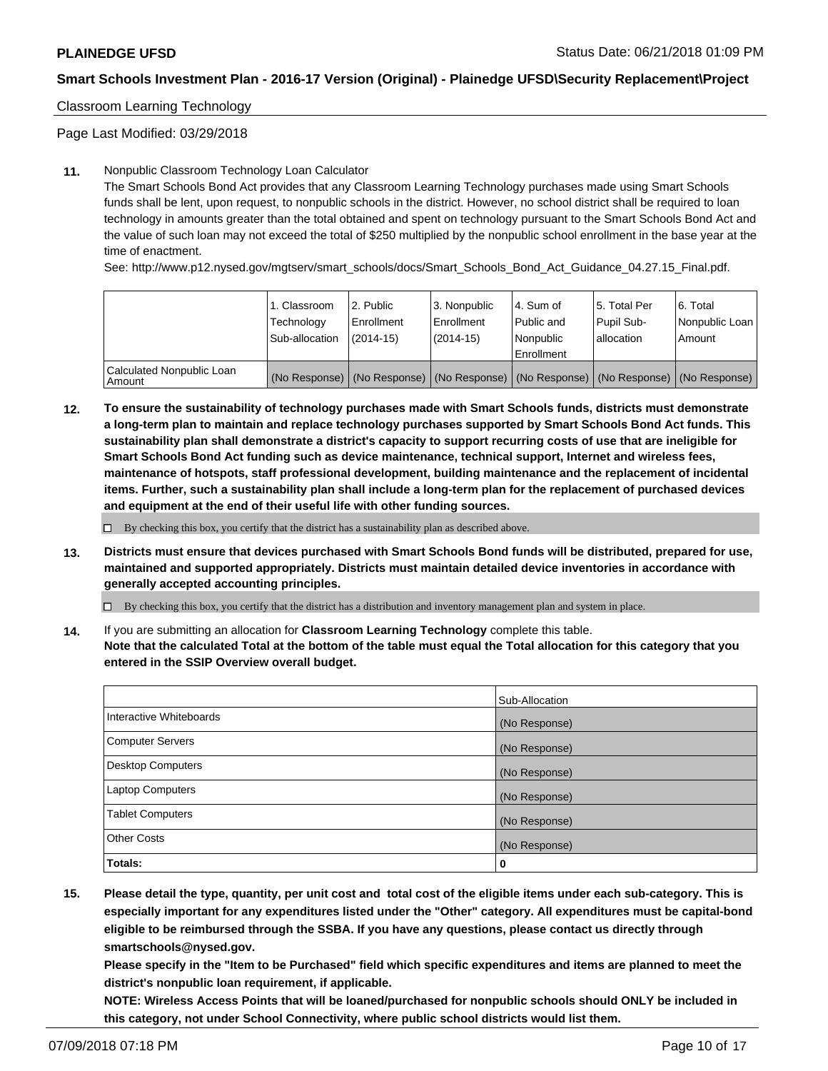Classroom Learning Technology

Page Last Modified: 03/29/2018

**11.** Nonpublic Classroom Technology Loan Calculator

The Smart Schools Bond Act provides that any Classroom Learning Technology purchases made using Smart Schools funds shall be lent, upon request, to nonpublic schools in the district. However, no school district shall be required to loan technology in amounts greater than the total obtained and spent on technology pursuant to the Smart Schools Bond Act and the value of such loan may not exceed the total of $250 multiplied by the nonpublic school enrollment in the base year at the time of enactment.

See: http://www.p12.nysed.gov/mgtserv/smart_schools/docs/Smart_Schools_Bond_Act_Guidance_04.27.15_Final.pdf.

| | 1. Classroom Technology Sub-allocation | 2. Public Enrollment (2014-15) | 3. Nonpublic Enrollment (2014-15) | 4. Sum of Public and Nonpublic Enrollment | 5. Total Per Pupil Sub-allocation | 6. Total Nonpublic Loan Amount |
|---|---|---|---|---|---|---|
| Calculated Nonpublic Loan Amount | (No Response) | (No Response) | (No Response) | (No Response) | (No Response) | (No Response) |

**12.** **To ensure the sustainability of technology purchases made with Smart Schools funds, districts must demonstrate a long-term plan to maintain and replace technology purchases supported by Smart Schools Bond Act funds. This sustainability plan shall demonstrate a district's capacity to support recurring costs of use that are ineligible for Smart Schools Bond Act funding such as device maintenance, technical support, Internet and wireless fees, maintenance of hotspots, staff professional development, building maintenance and the replacement of incidental items. Further, such a sustainability plan shall include a long-term plan for the replacement of purchased devices and equipment at the end of their useful life with other funding sources.**

☐ By checking this box, you certify that the district has a sustainability plan as described above.

**13.** **Districts must ensure that devices purchased with Smart Schools Bond funds will be distributed, prepared for use, maintained and supported appropriately. Districts must maintain detailed device inventories in accordance with generally accepted accounting principles.**

☐ By checking this box, you certify that the district has a distribution and inventory management plan and system in place.

**14.** If you are submitting an allocation for **Classroom Learning Technology** complete this table.
**Note that the calculated Total at the bottom of the table must equal the Total allocation for this category that you entered in the SSIP Overview overall budget.**

| | Sub-Allocation |
|---|---|
| Interactive Whiteboards | (No Response) |
| Computer Servers | (No Response) |
| Desktop Computers | (No Response) |
| Laptop Computers | (No Response) |
| Tablet Computers | (No Response) |
| Other Costs | (No Response) |
| **Totals:** | **0** |

**15.** **Please detail the type, quantity, per unit cost and total cost of the eligible items under each sub-category. This is especially important for any expenditures listed under the "Other" category. All expenditures must be capital-bond eligible to be reimbursed through the SSBA. If you have any questions, please contact us directly through smartschools@nysed.gov.**

**Please specify in the "Item to be Purchased" field which specific expenditures and items are planned to meet the district's nonpublic loan requirement, if applicable.**

**NOTE: Wireless Access Points that will be loaned/purchased for nonpublic schools should ONLY be included in this category, not under School Connectivity, where public school districts would list them.**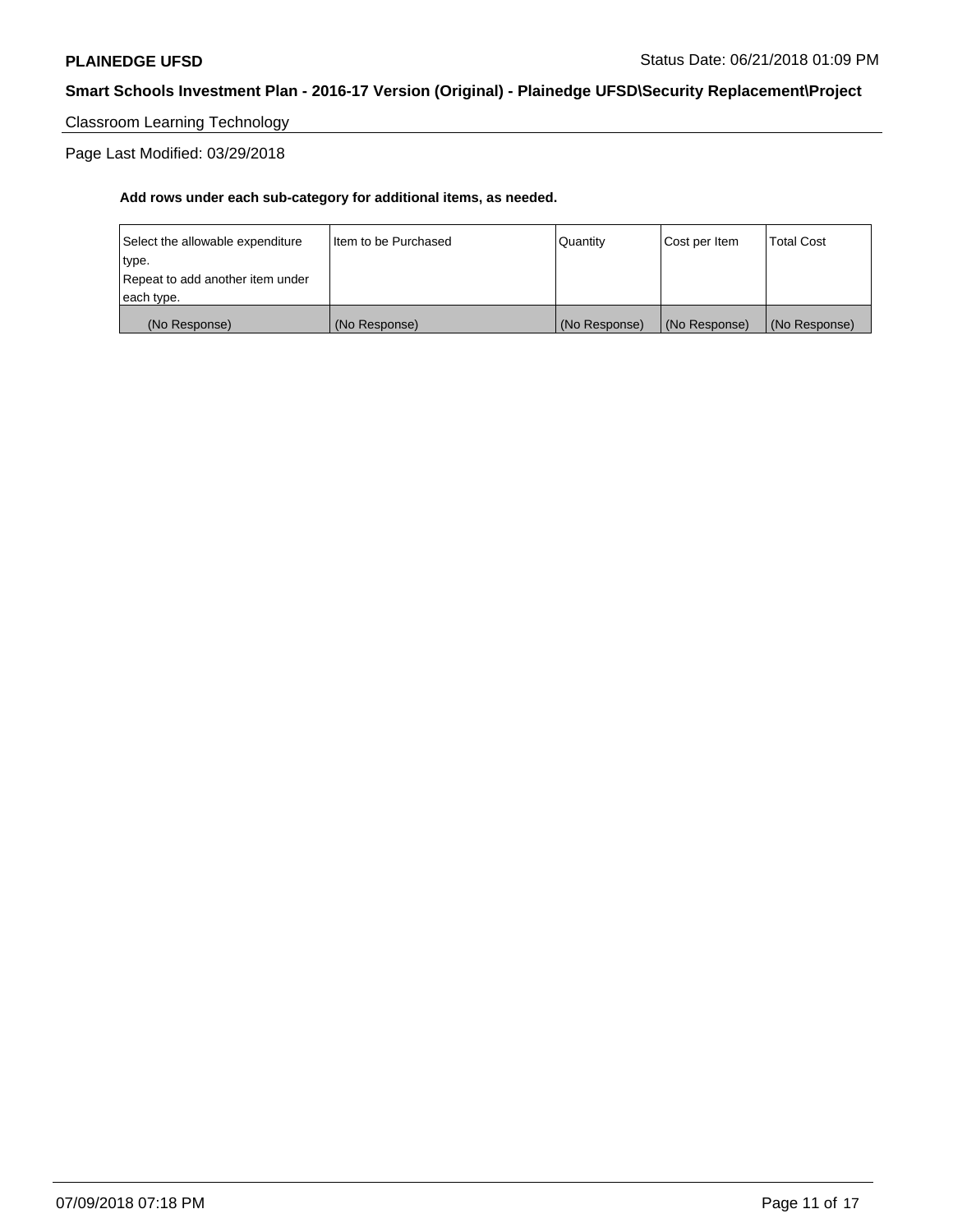Classroom Learning Technology

Page Last Modified: 03/29/2018

**Add rows under each sub-category for additional items, as needed.**

| Select the allowable expenditure type. Repeat to add another item under each type. | Item to be Purchased | Quantity | Cost per Item | Total Cost |
|---|---|---|---|---|
| (No Response) | (No Response) | (No Response) | (No Response) | (No Response) |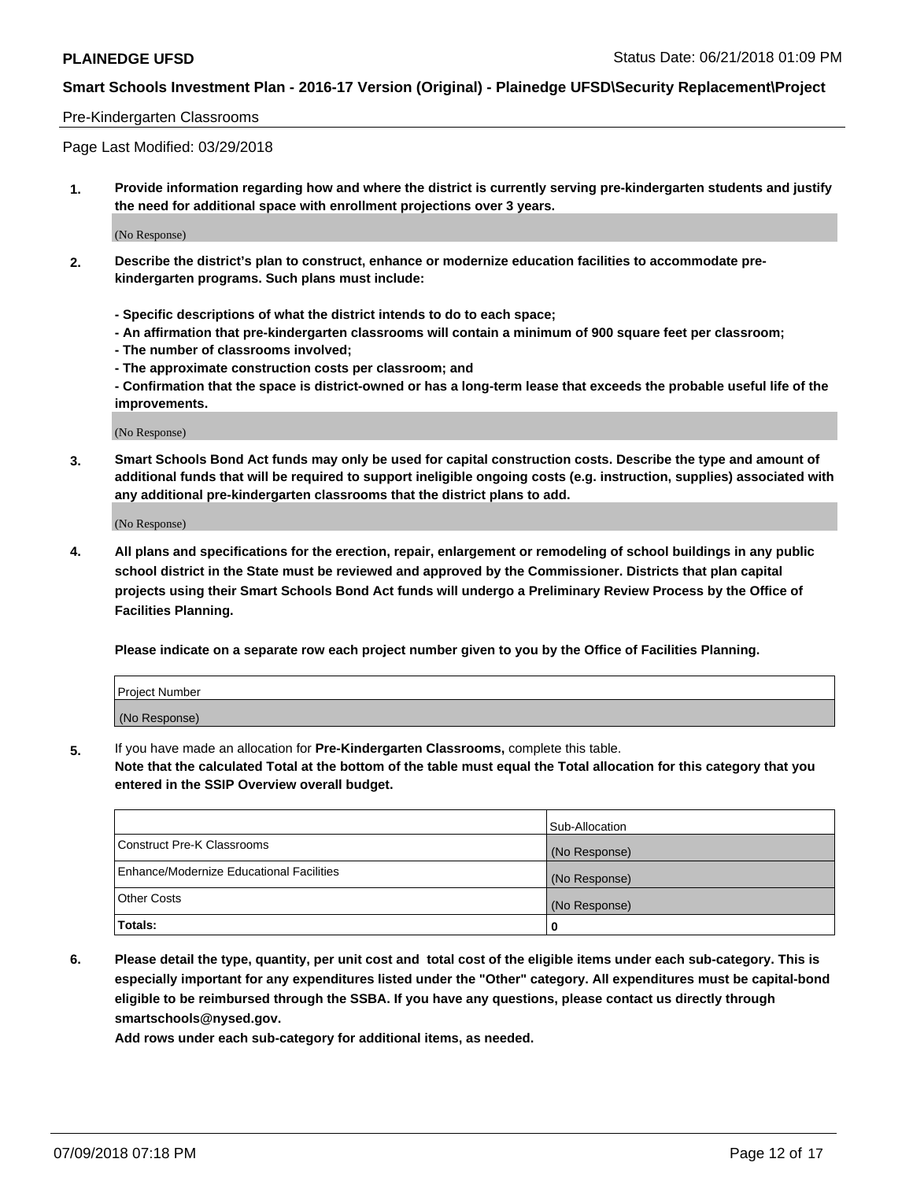## Pre-Kindergarten Classrooms

Page Last Modified: 03/29/2018

1. **Provide information regarding how and where the district is currently serving pre-kindergarten students and justify the need for additional space with enrollment projections over 3 years.**

   (No Response)

2. **Describe the district's plan to construct, enhance or modernize education facilities to accommodate pre-kindergarten programs. Such plans must include:**

   **- Specific descriptions of what the district intends to do to each space;**
   **- An affirmation that pre-kindergarten classrooms will contain a minimum of 900 square feet per classroom;**
   **- The number of classrooms involved;**
   **- The approximate construction costs per classroom; and**
   **- Confirmation that the space is district-owned or has a long-term lease that exceeds the probable useful life of the improvements.**

   (No Response)

3. **Smart Schools Bond Act funds may only be used for capital construction costs. Describe the type and amount of additional funds that will be required to support ineligible ongoing costs (e.g. instruction, supplies) associated with any additional pre-kindergarten classrooms that the district plans to add.**

   (No Response)

4. **All plans and specifications for the erection, repair, enlargement or remodeling of school buildings in any public school district in the State must be reviewed and approved by the Commissioner. Districts that plan capital projects using their Smart Schools Bond Act funds will undergo a Preliminary Review Process by the Office of Facilities Planning.**

   **Please indicate on a separate row each project number given to you by the Office of Facilities Planning.**

| Project Number |
| --- |
| (No Response) |

5. If you have made an allocation for **Pre-Kindergarten Classrooms,** complete this table.
   **Note that the calculated Total at the bottom of the table must equal the Total allocation for this category that you entered in the SSIP Overview overall budget.**

| | Sub-Allocation |
| --- | --- |
| Construct Pre-K Classrooms | (No Response) |
| Enhance/Modernize Educational Facilities | (No Response) |
| Other Costs | (No Response) |
| **Totals:** | **0** |

6. **Please detail the type, quantity, per unit cost and total cost of the eligible items under each sub-category. This is especially important for any expenditures listed under the "Other" category. All expenditures must be capital-bond eligible to be reimbursed through the SSBA. If you have any questions, please contact us directly through smartschools@nysed.gov.**

   **Add rows under each sub-category for additional items, as needed.**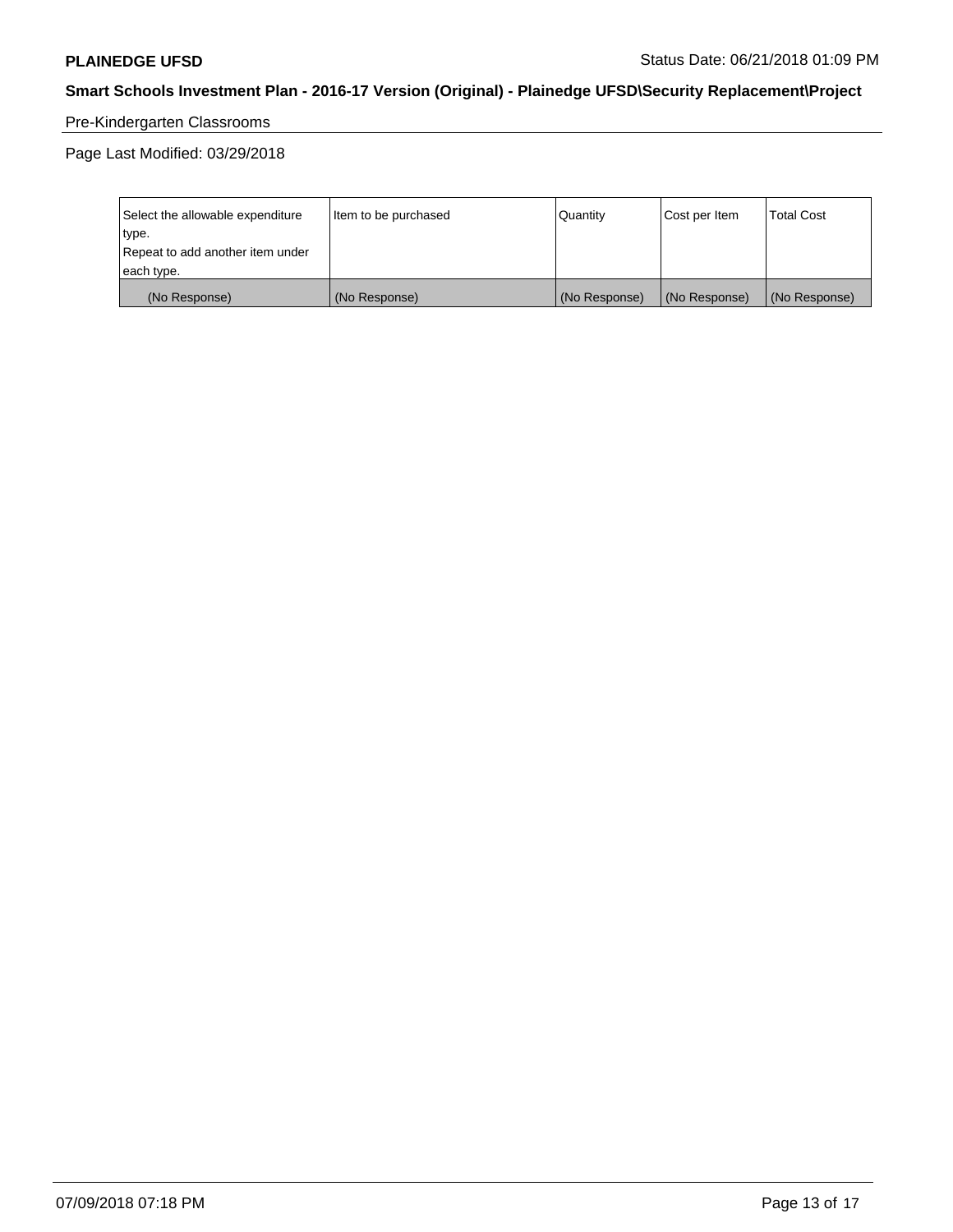Pre-Kindergarten Classrooms

Page Last Modified: 03/29/2018

| Select the allowable expenditure type. Repeat to add another item under each type. | Item to be purchased | Quantity | Cost per Item | Total Cost |
|---|---|---|---|---|
| (No Response) | (No Response) | (No Response) | (No Response) | (No Response) |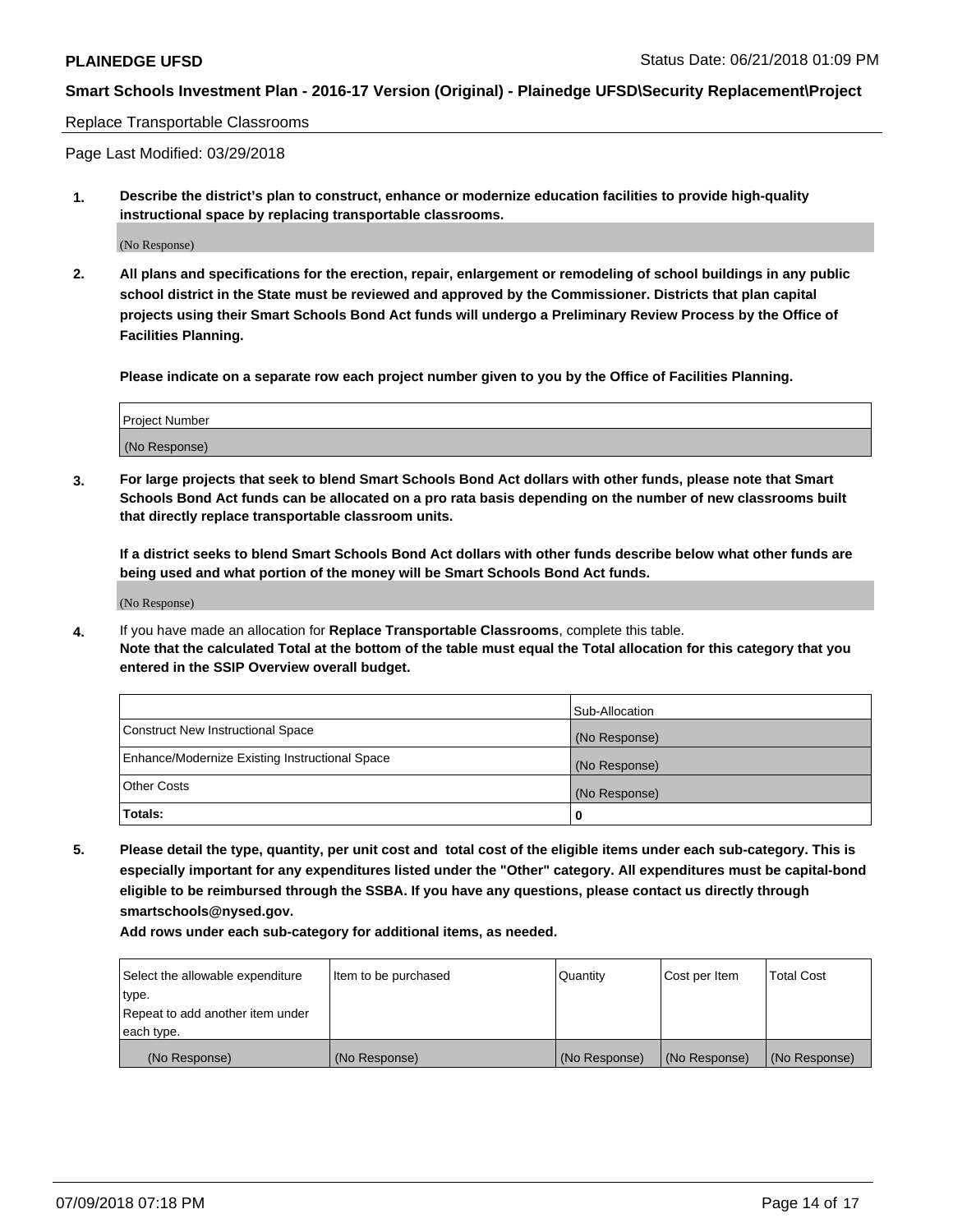**Smart Schools Investment Plan - 2016-17 Version (Original) - Plainedge UFSD\Security Replacement\Project**

Replace Transportable Classrooms

Page Last Modified: 03/29/2018

1. **Describe the district's plan to construct, enhance or modernize education facilities to provide high-quality instructional space by replacing transportable classrooms.**

   (No Response)

2. **All plans and specifications for the erection, repair, enlargement or remodeling of school buildings in any public school district in the State must be reviewed and approved by the Commissioner. Districts that plan capital projects using their Smart Schools Bond Act funds will undergo a Preliminary Review Process by the Office of Facilities Planning.**

   **Please indicate on a separate row each project number given to you by the Office of Facilities Planning.**

| Project Number |
|---|
| (No Response) |

3. **For large projects that seek to blend Smart Schools Bond Act dollars with other funds, please note that Smart Schools Bond Act funds can be allocated on a pro rata basis depending on the number of new classrooms built that directly replace transportable classroom units.**

   **If a district seeks to blend Smart Schools Bond Act dollars with other funds describe below what other funds are being used and what portion of the money will be Smart Schools Bond Act funds.**

   (No Response)

4. If you have made an allocation for **Replace Transportable Classrooms**, complete this table.
   **Note that the calculated Total at the bottom of the table must equal the Total allocation for this category that you entered in the SSIP Overview overall budget.**

| | Sub-Allocation |
|---|---|
| Construct New Instructional Space | (No Response) |
| Enhance/Modernize Existing Instructional Space | (No Response) |
| Other Costs | (No Response) |
| **Totals:** | **0** |

5. **Please detail the type, quantity, per unit cost and total cost of the eligible items under each sub-category. This is especially important for any expenditures listed under the "Other" category. All expenditures must be capital-bond eligible to be reimbursed through the SSBA. If you have any questions, please contact us directly through smartschools@nysed.gov.**

   **Add rows under each sub-category for additional items, as needed.**

| Select the allowable expenditure type. Repeat to add another item under each type. | Item to be purchased | Quantity | Cost per Item | Total Cost |
|---|---|---|---|---|
| (No Response) | (No Response) | (No Response) | (No Response) | (No Response) |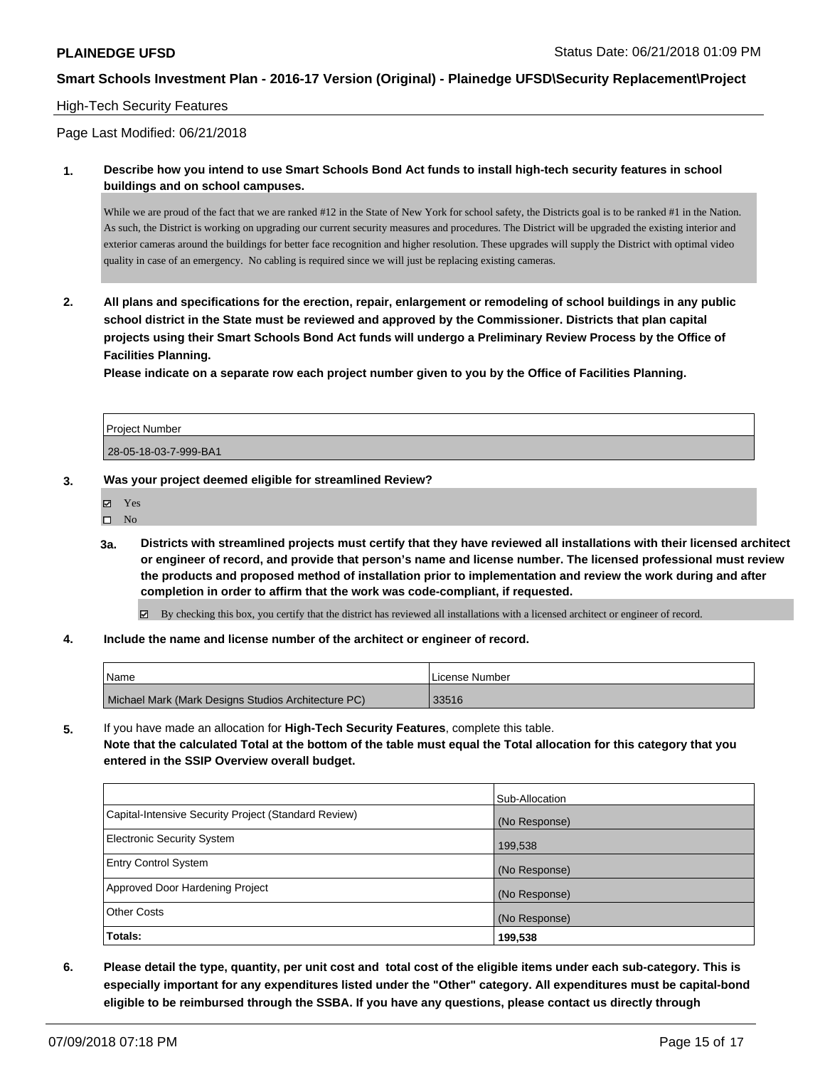High-Tech Security Features

Page Last Modified: 06/21/2018

**1. Describe how you intend to use Smart Schools Bond Act funds to install high-tech security features in school buildings and on school campuses.**

While we are proud of the fact that we are ranked #12 in the State of New York for school safety, the Districts goal is to be ranked #1 in the Nation. As such, the District is working on upgrading our current security measures and procedures. The District will be upgraded the existing interior and exterior cameras around the buildings for better face recognition and higher resolution. These upgrades will supply the District with optimal video quality in case of an emergency. No cabling is required since we will just be replacing existing cameras.

**2. All plans and specifications for the erection, repair, enlargement or remodeling of school buildings in any public school district in the State must be reviewed and approved by the Commissioner. Districts that plan capital projects using their Smart Schools Bond Act funds will undergo a Preliminary Review Process by the Office of Facilities Planning.**

**Please indicate on a separate row each project number given to you by the Office of Facilities Planning.**

| Project Number |
| --- |
| 28-05-18-03-7-999-BA1 |

**3. Was your project deemed eligible for streamlined Review?**

- ☑ Yes
- ☐ No

**3a. Districts with streamlined projects must certify that they have reviewed all installations with their licensed architect or engineer of record, and provide that person's name and license number. The licensed professional must review the products and proposed method of installation prior to implementation and review the work during and after completion in order to affirm that the work was code-compliant, if requested.**

- ☑ By checking this box, you certify that the district has reviewed all installations with a licensed architect or engineer of record.

**4. Include the name and license number of the architect or engineer of record.**

| Name | License Number |
| --- | --- |
| Michael Mark (Mark Designs Studios Architecture PC) | 33516 |

**5.** If you have made an allocation for **High-Tech Security Features**, complete this table.
**Note that the calculated Total at the bottom of the table must equal the Total allocation for this category that you entered in the SSIP Overview overall budget.**

| | Sub-Allocation |
| --- | --- |
| Capital-Intensive Security Project (Standard Review) | (No Response) |
| Electronic Security System | 199,538 |
| Entry Control System | (No Response) |
| Approved Door Hardening Project | (No Response) |
| Other Costs | (No Response) |
| **Totals:** | **199,538** |

**6. Please detail the type, quantity, per unit cost and total cost of the eligible items under each sub-category. This is especially important for any expenditures listed under the "Other" category. All expenditures must be capital-bond eligible to be reimbursed through the SSBA. If you have any questions, please contact us directly through**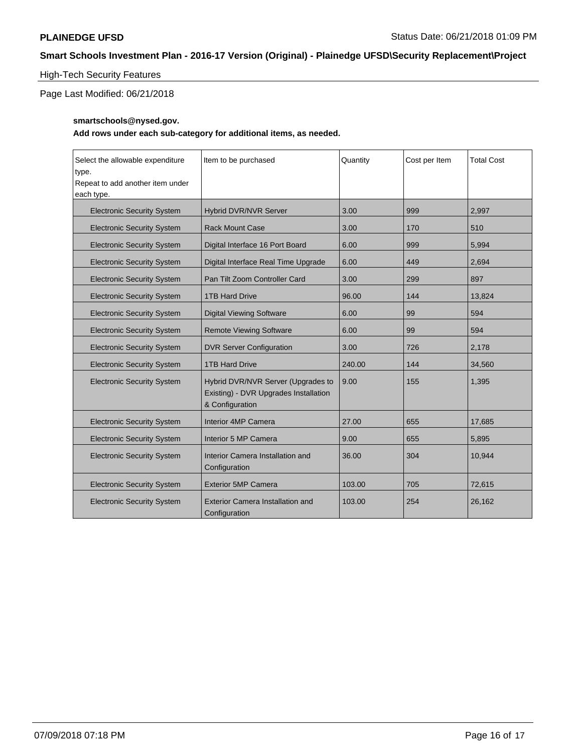High-Tech Security Features

Page Last Modified: 06/21/2018

**smartschools@nysed.gov.**

**Add rows under each sub-category for additional items, as needed.**

| Select the allowable expenditure type. Repeat to add another item under each type. | Item to be purchased | Quantity | Cost per Item | Total Cost |
|---|---|---|---|---|
| Electronic Security System | Hybrid DVR/NVR Server | 3.00 | 999 | 2,997 |
| Electronic Security System | Rack Mount Case | 3.00 | 170 | 510 |
| Electronic Security System | Digital Interface 16 Port Board | 6.00 | 999 | 5,994 |
| Electronic Security System | Digital Interface Real Time Upgrade | 6.00 | 449 | 2,694 |
| Electronic Security System | Pan Tilt Zoom Controller Card | 3.00 | 299 | 897 |
| Electronic Security System | 1TB Hard Drive | 96.00 | 144 | 13,824 |
| Electronic Security System | Digital Viewing Software | 6.00 | 99 | 594 |
| Electronic Security System | Remote Viewing Software | 6.00 | 99 | 594 |
| Electronic Security System | DVR Server Configuration | 3.00 | 726 | 2,178 |
| Electronic Security System | 1TB Hard Drive | 240.00 | 144 | 34,560 |
| Electronic Security System | Hybrid DVR/NVR Server (Upgrades to Existing) - DVR Upgrades Installation & Configuration | 9.00 | 155 | 1,395 |
| Electronic Security System | Interior 4MP Camera | 27.00 | 655 | 17,685 |
| Electronic Security System | Interior 5 MP Camera | 9.00 | 655 | 5,895 |
| Electronic Security System | Interior Camera Installation and Configuration | 36.00 | 304 | 10,944 |
| Electronic Security System | Exterior 5MP Camera | 103.00 | 705 | 72,615 |
| Electronic Security System | Exterior Camera Installation and Configuration | 103.00 | 254 | 26,162 |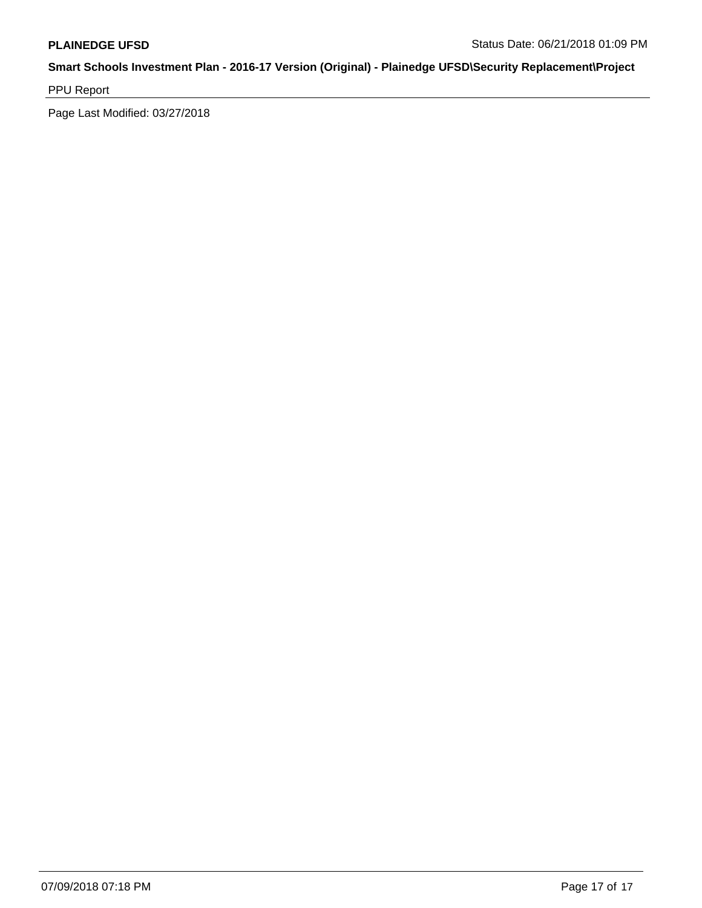PPU Report

Page Last Modified: 03/27/2018